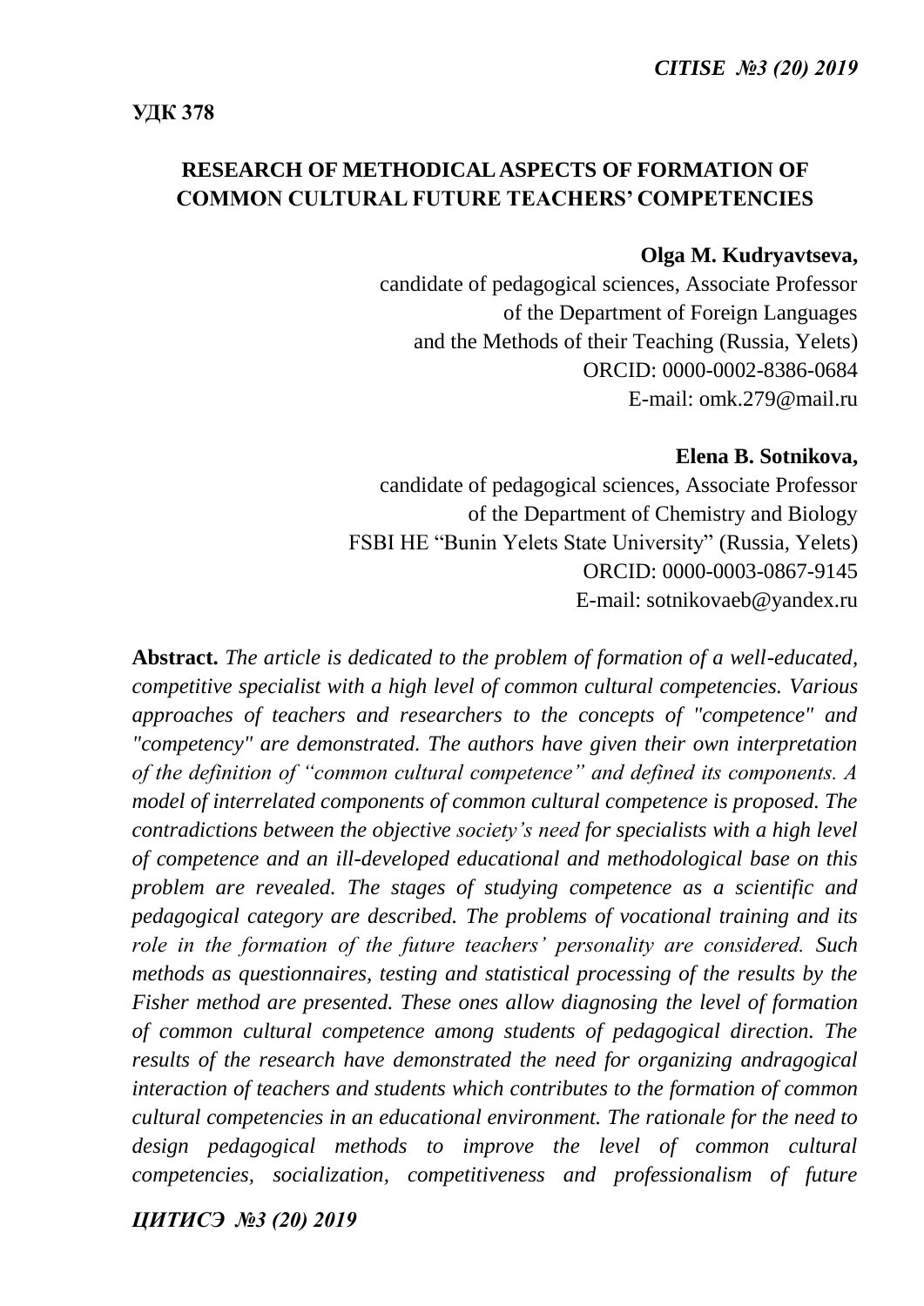**УДК 378**

# RESEARCH OF METHODICAL ASPECTS OF FORMATION OF COMMON CULTURAL FUTURE TEACHERS' COMPETENCIES

**Olga M. Kudryavtseva,**
candidate of pedagogical sciences, Associate Professor
of the Department of Foreign Languages
and the Methods of their Teaching (Russia, Yelets)
ORCID: 0000-0002-8386-0684
E-mail: omk.279@mail.ru

**Elena B. Sotnikova,**
candidate of pedagogical sciences, Associate Professor
of the Department of Chemistry and Biology
FSBI HE "Bunin Yelets State University" (Russia, Yelets)
ORCID: 0000-0003-0867-9145
E-mail: sotnikovaeb@yandex.ru

**Abstract.** *The article is dedicated to the problem of formation of a well-educated, competitive specialist with a high level of common cultural competencies. Various approaches of teachers and researchers to the concepts of "competence" and "competency" are demonstrated. The authors have given their own interpretation of the definition of "common cultural competence" and defined its components. A model of interrelated components of common cultural competence is proposed. The contradictions between the objective society's need for specialists with a high level of competence and an ill-developed educational and methodological base on this problem are revealed. The stages of studying competence as a scientific and pedagogical category are described. The problems of vocational training and its role in the formation of the future teachers' personality are considered. Such methods as questionnaires, testing and statistical processing of the results by the Fisher method are presented. These ones allow diagnosing the level of formation of common cultural competence among students of pedagogical direction. The results of the research have demonstrated the need for organizing andragogical interaction of teachers and students which contributes to the formation of common cultural competencies in an educational environment. The rationale for the need to design pedagogical methods to improve the level of common cultural competencies, socialization, competitiveness and professionalism of future*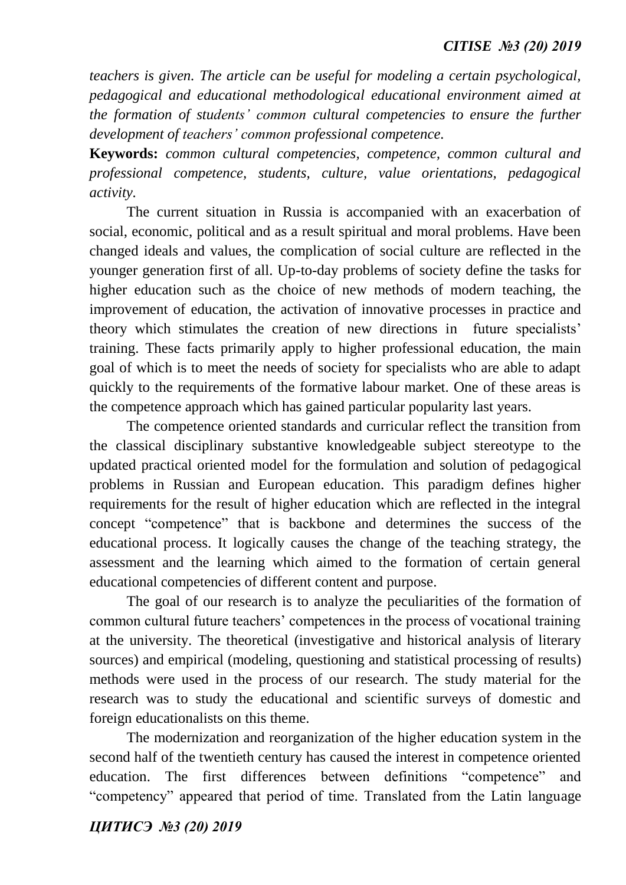*teachers is given. The article can be useful for modeling a certain psychological, pedagogical and educational methodological educational environment aimed at the formation of students' common cultural competencies to ensure the further development of teachers' common professional competence.*

**Keywords:** *common cultural competencies, competence, common cultural and professional competence, students, culture, value orientations, pedagogical activity.*

The current situation in Russia is accompanied with an exacerbation of social, economic, political and as a result spiritual and moral problems. Have been changed ideals and values, the complication of social culture are reflected in the younger generation first of all. Up-to-day problems of society define the tasks for higher education such as the choice of new methods of modern teaching, the improvement of education, the activation of innovative processes in practice and theory which stimulates the creation of new directions in future specialists' training. These facts primarily apply to higher professional education, the main goal of which is to meet the needs of society for specialists who are able to adapt quickly to the requirements of the formative labour market. One of these areas is the competence approach which has gained particular popularity last years.

The competence oriented standards and curricular reflect the transition from the classical disciplinary substantive knowledgeable subject stereotype to the updated practical oriented model for the formulation and solution of pedagogical problems in Russian and European education. This paradigm defines higher requirements for the result of higher education which are reflected in the integral concept "competence" that is backbone and determines the success of the educational process. It logically causes the change of the teaching strategy, the assessment and the learning which aimed to the formation of certain general educational competencies of different content and purpose.

The goal of our research is to analyze the peculiarities of the formation of common cultural future teachers' competences in the process of vocational training at the university. The theoretical (investigative and historical analysis of literary sources) and empirical (modeling, questioning and statistical processing of results) methods were used in the process of our research. The study material for the research was to study the educational and scientific surveys of domestic and foreign educationalists on this theme.

The modernization and reorganization of the higher education system in the second half of the twentieth century has caused the interest in competence oriented education. The first differences between definitions "competence" and "competency" appeared that period of time. Translated from the Latin language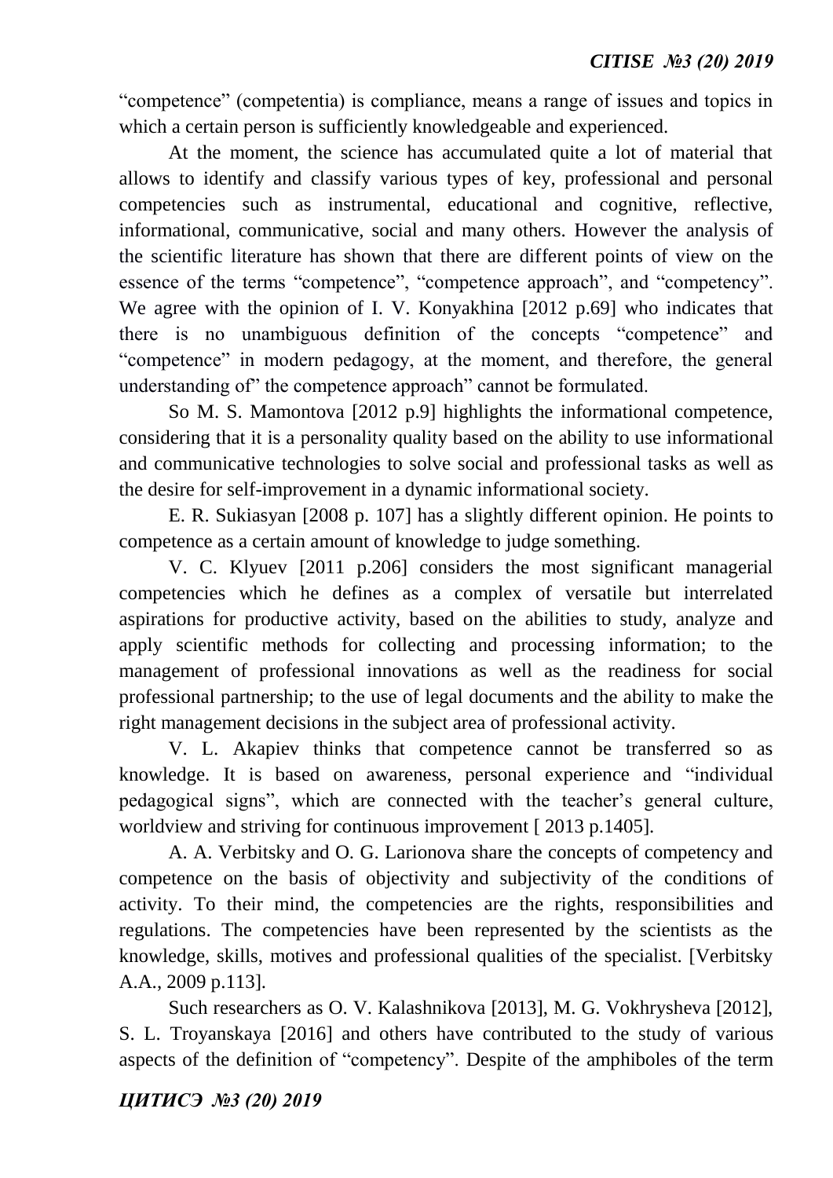“competence” (competentia) is compliance, means a range of issues and topics in which a certain person is sufficiently knowledgeable and experienced.

At the moment, the science has accumulated quite a lot of material that allows to identify and classify various types of key, professional and personal competencies such as instrumental, educational and cognitive, reflective, informational, communicative, social and many others. However the analysis of the scientific literature has shown that there are different points of view on the essence of the terms “competence”, “competence approach”, and “competency”. We agree with the opinion of I. V. Konyakhina [2012 p.69] who indicates that there is no unambiguous definition of the concepts “competence” and “competence” in modern pedagogy, at the moment, and therefore, the general understanding of” the competence approach” cannot be formulated.

So M. S. Mamontova [2012 p.9] highlights the informational competence, considering that it is a personality quality based on the ability to use informational and communicative technologies to solve social and professional tasks as well as the desire for self-improvement in a dynamic informational society.

E. R. Sukiasyan [2008 p. 107] has a slightly different opinion. He points to competence as a certain amount of knowledge to judge something.

V. C. Klyuev [2011 p.206] considers the most significant managerial competencies which he defines as a complex of versatile but interrelated aspirations for productive activity, based on the abilities to study, analyze and apply scientific methods for collecting and processing information; to the management of professional innovations as well as the readiness for social professional partnership; to the use of legal documents and the ability to make the right management decisions in the subject area of professional activity.

V. L. Akapiev thinks that competence cannot be transferred so as knowledge. It is based on awareness, personal experience and “individual pedagogical signs”, which are connected with the teacher’s general culture, worldview and striving for continuous improvement [ 2013 p.1405].

A. A. Verbitsky and O. G. Larionova share the concepts of competency and competence on the basis of objectivity and subjectivity of the conditions of activity. To their mind, the competencies are the rights, responsibilities and regulations. The competencies have been represented by the scientists as the knowledge, skills, motives and professional qualities of the specialist. [Verbitsky A.A., 2009 p.113].

Such researchers as O. V. Kalashnikova [2013], M. G. Vokhrysheva [2012], S. L. Troyanskaya [2016] and others have contributed to the study of various aspects of the definition of “competency”. Despite of the amphiboles of the term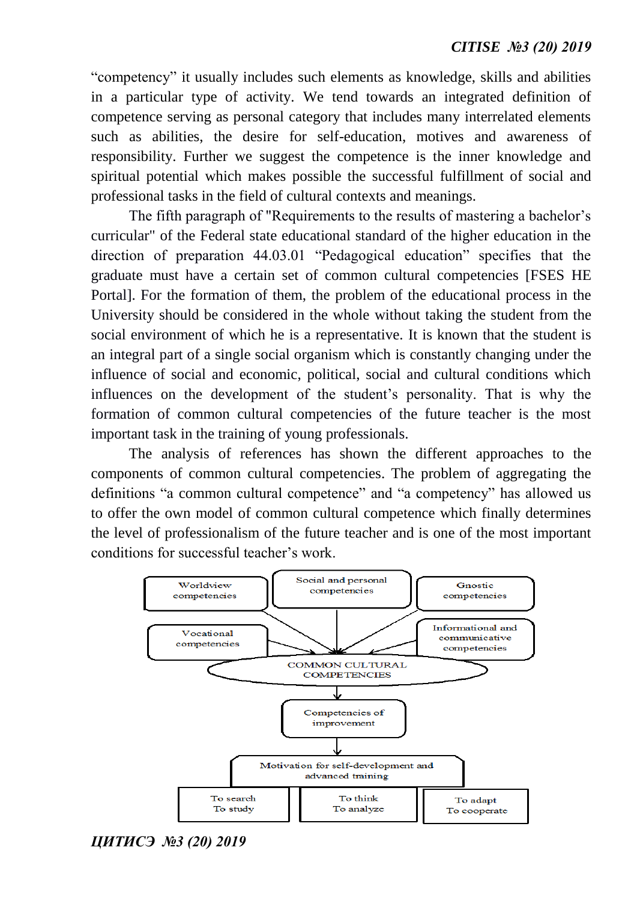"competency" it usually includes such elements as knowledge, skills and abilities in a particular type of activity. We tend towards an integrated definition of competence serving as personal category that includes many interrelated elements such as abilities, the desire for self-education, motives and awareness of responsibility. Further we suggest the competence is the inner knowledge and spiritual potential which makes possible the successful fulfillment of social and professional tasks in the field of cultural contexts and meanings.

The fifth paragraph of "Requirements to the results of mastering a bachelor's curricular" of the Federal state educational standard of the higher education in the direction of preparation 44.03.01 "Pedagogical education" specifies that the graduate must have a certain set of common cultural competencies [FSES HE Portal]. For the formation of them, the problem of the educational process in the University should be considered in the whole without taking the student from the social environment of which he is a representative. It is known that the student is an integral part of a single social organism which is constantly changing under the influence of social and economic, political, social and cultural conditions which influences on the development of the student's personality. That is why the formation of common cultural competencies of the future teacher is the most important task in the training of young professionals.

The analysis of references has shown the different approaches to the components of common cultural competencies. The problem of aggregating the definitions "a common cultural competence" and "a competency" has allowed us to offer the own model of common cultural competence which finally determines the level of professionalism of the future teacher and is one of the most important conditions for successful teacher's work.

Worldview competencies | Social and personal competencies | Gnostic competencies

Vocational competencies | Informational and communicative competencies

COMMON CULTURAL COMPETENCIES

Competencies of improvement

Motivation for self-development and advanced training

To search, To study | To think, To analyze | To adapt, To cooperate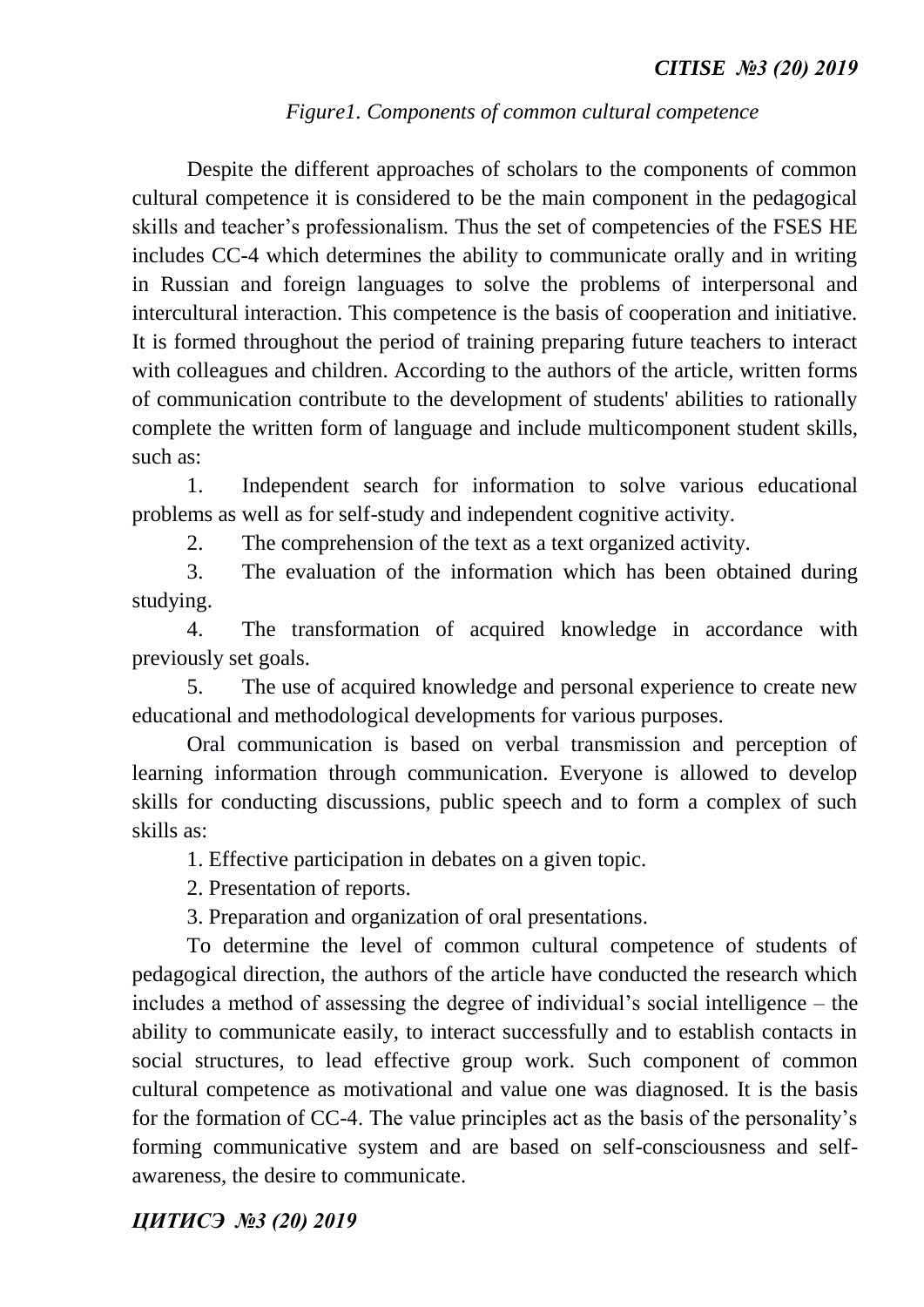*Figure1. Components of common cultural competence*

Despite the different approaches of scholars to the components of common cultural competence it is considered to be the main component in the pedagogical skills and teacher's professionalism. Thus the set of competencies of the FSES HE includes CC-4 which determines the ability to communicate orally and in writing in Russian and foreign languages to solve the problems of interpersonal and intercultural interaction. This competence is the basis of cooperation and initiative. It is formed throughout the period of training preparing future teachers to interact with colleagues and children. According to the authors of the article, written forms of communication contribute to the development of students' abilities to rationally complete the written form of language and include multicomponent student skills, such as:

1. Independent search for information to solve various educational problems as well as for self-study and independent cognitive activity.
2. The comprehension of the text as a text organized activity.
3. The evaluation of the information which has been obtained during studying.
4. The transformation of acquired knowledge in accordance with previously set goals.
5. The use of acquired knowledge and personal experience to create new educational and methodological developments for various purposes.

Oral communication is based on verbal transmission and perception of learning information through communication. Everyone is allowed to develop skills for conducting discussions, public speech and to form a complex of such skills as:

1. Effective participation in debates on a given topic.
2. Presentation of reports.
3. Preparation and organization of oral presentations.

To determine the level of common cultural competence of students of pedagogical direction, the authors of the article have conducted the research which includes a method of assessing the degree of individual's social intelligence – the ability to communicate easily, to interact successfully and to establish contacts in social structures, to lead effective group work. Such component of common cultural competence as motivational and value one was diagnosed. It is the basis for the formation of CC-4. The value principles act as the basis of the personality's forming communicative system and are based on self-consciousness and self-awareness, the desire to communicate.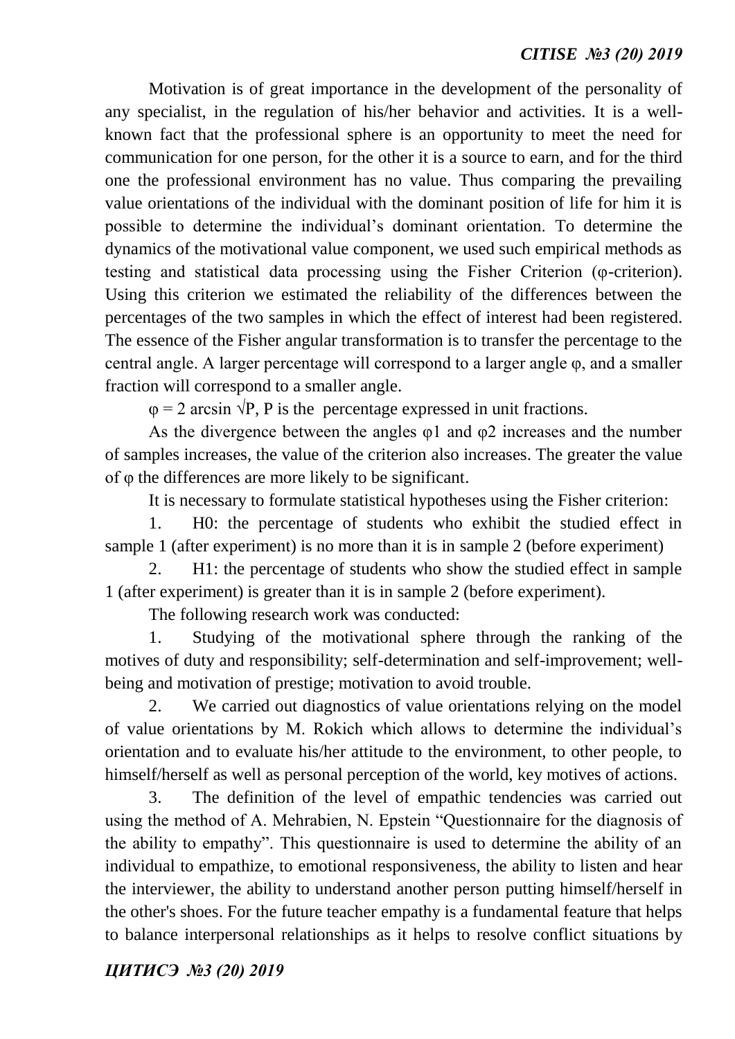Motivation is of great importance in the development of the personality of any specialist, in the regulation of his/her behavior and activities. It is a well-known fact that the professional sphere is an opportunity to meet the need for communication for one person, for the other it is a source to earn, and for the third one the professional environment has no value. Thus comparing the prevailing value orientations of the individual with the dominant position of life for him it is possible to determine the individual's dominant orientation. To determine the dynamics of the motivational value component, we used such empirical methods as testing and statistical data processing using the Fisher Criterion (φ-criterion). Using this criterion we estimated the reliability of the differences between the percentages of the two samples in which the effect of interest had been registered. The essence of the Fisher angular transformation is to transfer the percentage to the central angle. A larger percentage will correspond to a larger angle φ, and a smaller fraction will correspond to a smaller angle.

$\varphi = 2 \arcsin \sqrt{P}$, P is the percentage expressed in unit fractions.

As the divergence between the angles $\varphi_1$ and $\varphi_2$ increases and the number of samples increases, the value of the criterion also increases. The greater the value of φ the differences are more likely to be significant.

It is necessary to formulate statistical hypotheses using the Fisher criterion:

1. H0: the percentage of students who exhibit the studied effect in sample 1 (after experiment) is no more than it is in sample 2 (before experiment)
2. H1: the percentage of students who show the studied effect in sample 1 (after experiment) is greater than it is in sample 2 (before experiment).

The following research work was conducted:

1. Studying of the motivational sphere through the ranking of the motives of duty and responsibility; self-determination and self-improvement; well-being and motivation of prestige; motivation to avoid trouble.
2. We carried out diagnostics of value orientations relying on the model of value orientations by M. Rokich which allows to determine the individual's orientation and to evaluate his/her attitude to the environment, to other people, to himself/herself as well as personal perception of the world, key motives of actions.
3. The definition of the level of empathic tendencies was carried out using the method of A. Mehrabien, N. Epstein "Questionnaire for the diagnosis of the ability to empathy". This questionnaire is used to determine the ability of an individual to empathize, to emotional responsiveness, the ability to listen and hear the interviewer, the ability to understand another person putting himself/herself in the other's shoes. For the future teacher empathy is a fundamental feature that helps to balance interpersonal relationships as it helps to resolve conflict situations by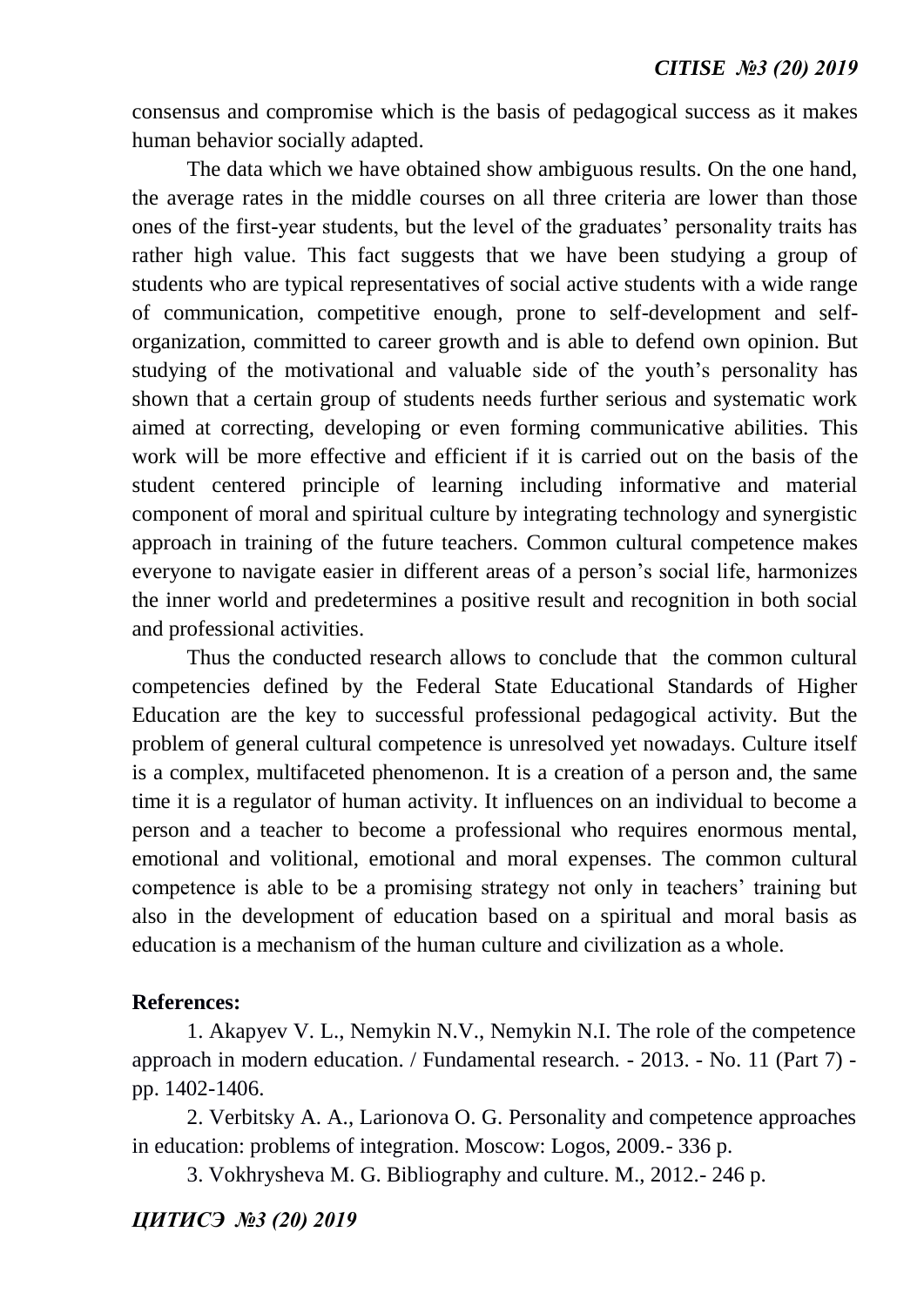consensus and compromise which is the basis of pedagogical success as it makes human behavior socially adapted.

The data which we have obtained show ambiguous results. On the one hand, the average rates in the middle courses on all three criteria are lower than those ones of the first-year students, but the level of the graduates' personality traits has rather high value. This fact suggests that we have been studying a group of students who are typical representatives of social active students with a wide range of communication, competitive enough, prone to self-development and self-organization, committed to career growth and is able to defend own opinion. But studying of the motivational and valuable side of the youth's personality has shown that a certain group of students needs further serious and systematic work aimed at correcting, developing or even forming communicative abilities. This work will be more effective and efficient if it is carried out on the basis of the student centered principle of learning including informative and material component of moral and spiritual culture by integrating technology and synergistic approach in training of the future teachers. Common cultural competence makes everyone to navigate easier in different areas of a person's social life, harmonizes the inner world and predetermines a positive result and recognition in both social and professional activities.

Thus the conducted research allows to conclude that the common cultural competencies defined by the Federal State Educational Standards of Higher Education are the key to successful professional pedagogical activity. But the problem of general cultural competence is unresolved yet nowadays. Culture itself is a complex, multifaceted phenomenon. It is a creation of a person and, the same time it is a regulator of human activity. It influences on an individual to become a person and a teacher to become a professional who requires enormous mental, emotional and volitional, emotional and moral expenses. The common cultural competence is able to be a promising strategy not only in teachers' training but also in the development of education based on a spiritual and moral basis as education is a mechanism of the human culture and civilization as a whole.

**References:**

1. Akapyev V. L., Nemykin N.V., Nemykin N.I. The role of the competence approach in modern education. / Fundamental research. - 2013. - No. 11 (Part 7) - pp. 1402-1406.

2. Verbitsky A. A., Larionova O. G. Personality and competence approaches in education: problems of integration. Moscow: Logos, 2009.- 336 p.

3. Vokhrysheva M. G. Bibliography and culture. M., 2012.- 246 p.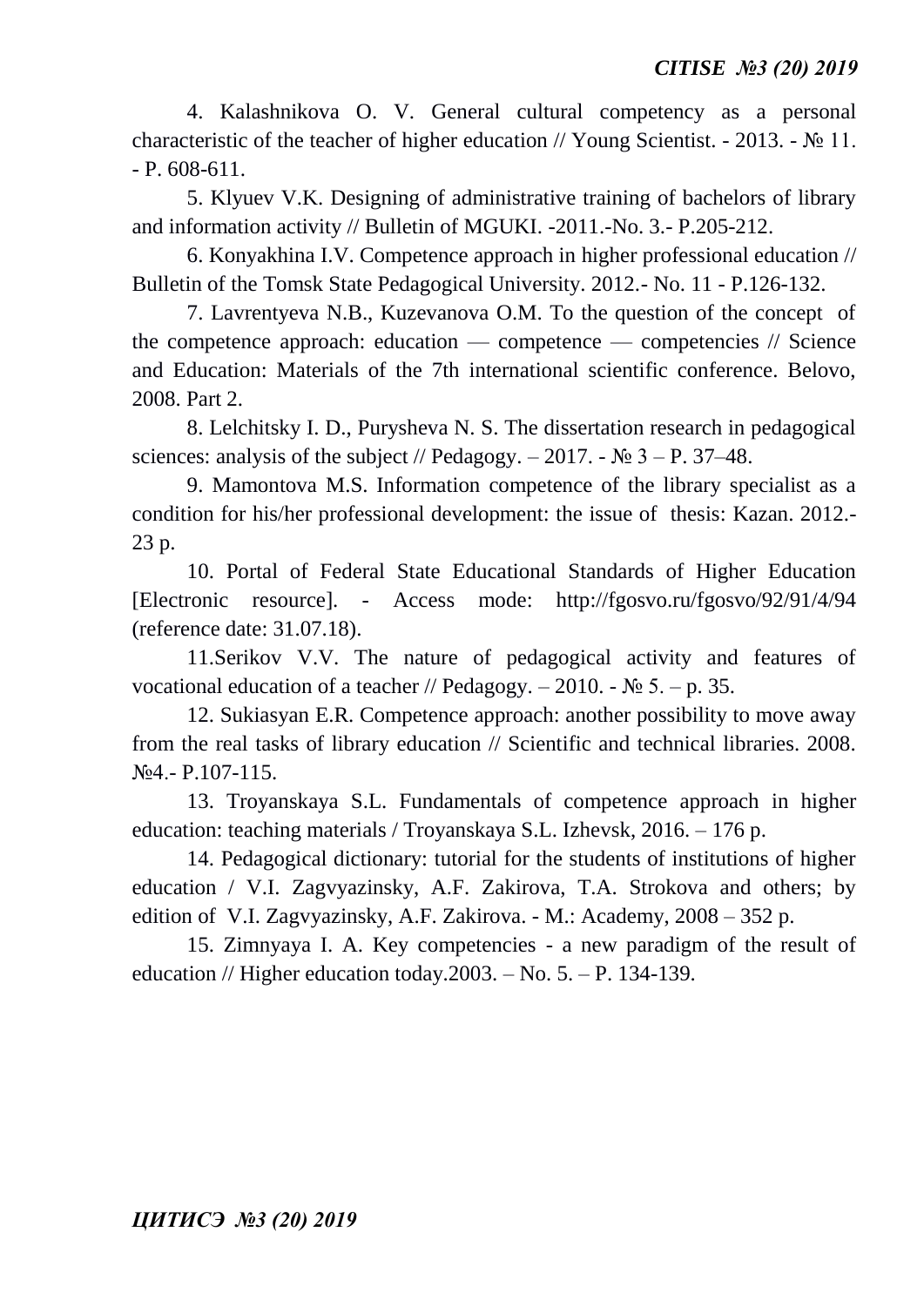4. Kalashnikova O. V. General cultural competency as a personal characteristic of the teacher of higher education // Young Scientist. - 2013. - № 11. - P. 608-611.

5. Klyuev V.K. Designing of administrative training of bachelors of library and information activity // Bulletin of MGUKI. -2011.-No. 3.- P.205-212.

6. Konyakhina I.V. Competence approach in higher professional education // Bulletin of the Tomsk State Pedagogical University. 2012.- No. 11 - P.126-132.

7. Lavrentyeva N.B., Kuzevanova O.M. To the question of the concept of the competence approach: education — competence — competencies // Science and Education: Materials of the 7th international scientific conference. Belovo, 2008. Part 2.

8. Lelchitsky I. D., Purysheva N. S. The dissertation research in pedagogical sciences: analysis of the subject // Pedagogy. – 2017. - № 3 – P. 37–48.

9. Mamontova M.S. Information competence of the library specialist as a condition for his/her professional development: the issue of thesis: Kazan. 2012.- 23 p.

10. Portal of Federal State Educational Standards of Higher Education [Electronic resource]. - Access mode: http://fgosvo.ru/fgosvo/92/91/4/94 (reference date: 31.07.18).

11.Serikov V.V. The nature of pedagogical activity and features of vocational education of a teacher // Pedagogy. – 2010. - № 5. – p. 35.

12. Sukiasyan E.R. Competence approach: another possibility to move away from the real tasks of library education // Scientific and technical libraries. 2008. №4.- P.107-115.

13. Troyanskaya S.L. Fundamentals of competence approach in higher education: teaching materials / Troyanskaya S.L. Izhevsk, 2016. – 176 p.

14. Pedagogical dictionary: tutorial for the students of institutions of higher education / V.I. Zagvyazinsky, A.F. Zakirova, T.A. Strokova and others; by edition of V.I. Zagvyazinsky, A.F. Zakirova. - M.: Academy, 2008 – 352 p.

15. Zimnyaya I. A. Key competencies - a new paradigm of the result of education // Higher education today.2003. – No. 5. – P. 134-139.